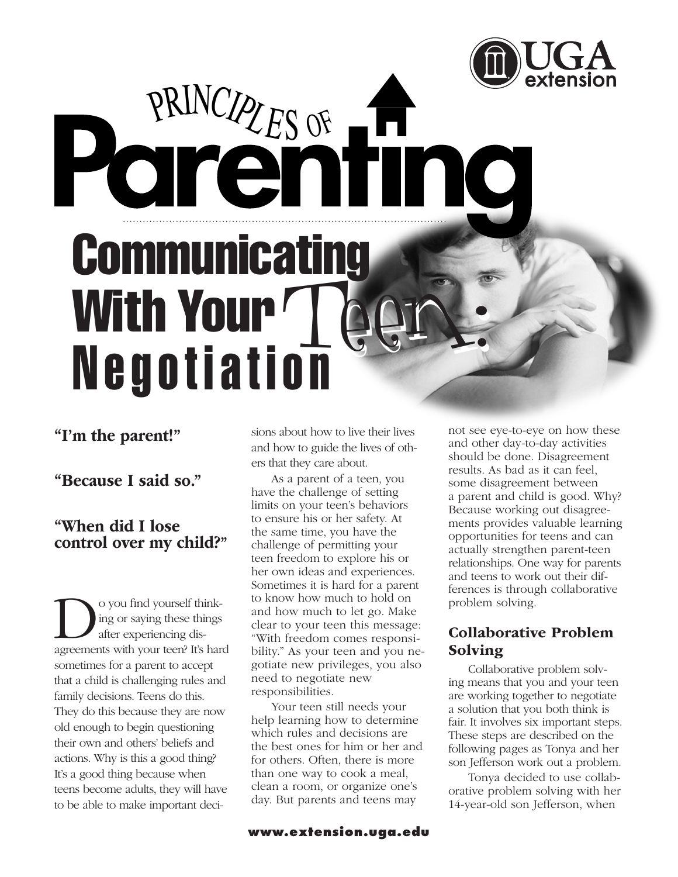# Principles of Parenting

## Communicating With Your Teen: Negotiation

**"I'm the parent!"**

**"Because I said so."**

**"When did I lose control over my child?"**

Do you find yourself thinking or saying these things after experiencing disagreements with your teen? It's hard sometimes for a parent to accept that a child is challenging rules and family decisions. Teens do this. They do this because they are now old enough to begin questioning their own and others' beliefs and actions. Why is this a good thing? It's a good thing because when teens become adults, they will have to be able to make important decisions about how to live their lives and how to guide the lives of others that they care about.

As a parent of a teen, you have the challenge of setting limits on your teen's behaviors to ensure his or her safety. At the same time, you have the challenge of permitting your teen freedom to explore his or her own ideas and experiences. Sometimes it is hard for a parent to know how much to hold on and how much to let go. Make clear to your teen this message: "With freedom comes responsibility." As your teen and you negotiate new privileges, you also need to negotiate new responsibilities.

Your teen still needs your help learning how to determine which rules and decisions are the best ones for him or her and for others. Often, there is more than one way to cook a meal, clean a room, or organize one's day. But parents and teens may not see eye-to-eye on how these and other day-to-day activities should be done. Disagreement results. As bad as it can feel, some disagreement between a parent and child is good. Why? Because working out disagreements provides valuable learning opportunities for teens and can actually strengthen parent-teen relationships. One way for parents and teens to work out their differences is through collaborative problem solving.

### Collaborative Problem Solving

Collaborative problem solving means that you and your teen are working together to negotiate a solution that you both think is fair. It involves six important steps. These steps are described on the following pages as Tonya and her son Jefferson work out a problem.

Tonya decided to use collaborative problem solving with her 14-year-old son Jefferson, when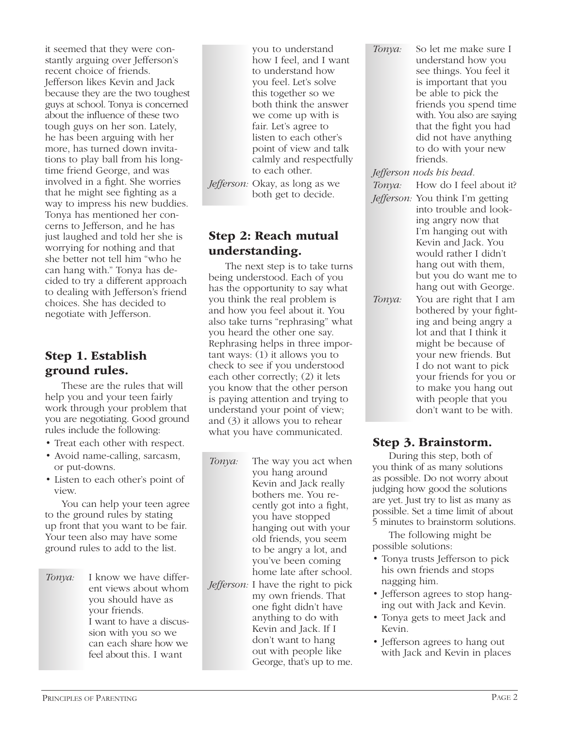it seemed that they were constantly arguing over Jefferson's recent choice of friends. Jefferson likes Kevin and Jack because they are the two toughest guys at school. Tonya is concerned about the influence of these two tough guys on her son. Lately, he has been arguing with her more, has turned down invitations to play ball from his longtime friend George, and was involved in a fight. She worries that he might see fighting as a way to impress his new buddies. Tonya has mentioned her concerns to Jefferson, and he has just laughed and told her she is worrying for nothing and that she better not tell him "who he can hang with." Tonya has decided to try a different approach to dealing with Jefferson's friend choices. She has decided to negotiate with Jefferson.

## Step 1. Establish ground rules.

These are the rules that will help you and your teen fairly work through your problem that you are negotiating. Good ground rules include the following:

- Treat each other with respect.
- Avoid name-calling, sarcasm, or put-downs.
- Listen to each other's point of view.

You can help your teen agree to the ground rules by stating up front that you want to be fair. Your teen also may have some ground rules to add to the list.

*Tonya:* I know we have different views about whom you should have as your friends. I want to have a discussion with you so we can each share how we feel about this. I want you to understand how I feel, and I want to understand how you feel. Let's solve this together so we both think the answer we come up with is fair. Let's agree to listen to each other's point of view and talk calmly and respectfully to each other.

*Jefferson:* Okay, as long as we both get to decide.

## Step 2: Reach mutual understanding.

The next step is to take turns being understood. Each of you has the opportunity to say what you think the real problem is and how you feel about it. You also take turns "rephrasing" what you heard the other one say. Rephrasing helps in three important ways: (1) it allows you to check to see if you understood each other correctly; (2) it lets you know that the other person is paying attention and trying to understand your point of view; and (3) it allows you to rehear what you have communicated.

*Tonya:* The way you act when you hang around Kevin and Jack really bothers me. You recently got into a fight, you have stopped hanging out with your old friends, you seem to be angry a lot, and you've been coming home late after school.

*Jefferson:* I have the right to pick my own friends. That one fight didn't have anything to do with Kevin and Jack. If I don't want to hang out with people like George, that's up to me.

*Tonya:* So let me make sure I understand how you see things. You feel it is important that you be able to pick the friends you spend time with. You also are saying that the fight you had did not have anything to do with your new friends.

*Jefferson nods his head.*

*Tonya:* How do I feel about it?

*Jefferson:* You think I'm getting into trouble and looking angry now that I'm hanging out with Kevin and Jack. You would rather I didn't hang out with them, but you do want me to hang out with George.

*Tonya:* You are right that I am bothered by your fighting and being angry a lot and that I think it might be because of your new friends. But I do not want to pick your friends for you or to make you hang out with people that you don't want to be with.

## Step 3. Brainstorm.

During this step, both of you think of as many solutions as possible. Do not worry about judging how good the solutions are yet. Just try to list as many as possible. Set a time limit of about 5 minutes to brainstorm solutions.

The following might be possible solutions:

- Tonya trusts Jefferson to pick his own friends and stops nagging him.
- Jefferson agrees to stop hanging out with Jack and Kevin.
- Tonya gets to meet Jack and Kevin.
- Jefferson agrees to hang out with Jack and Kevin in places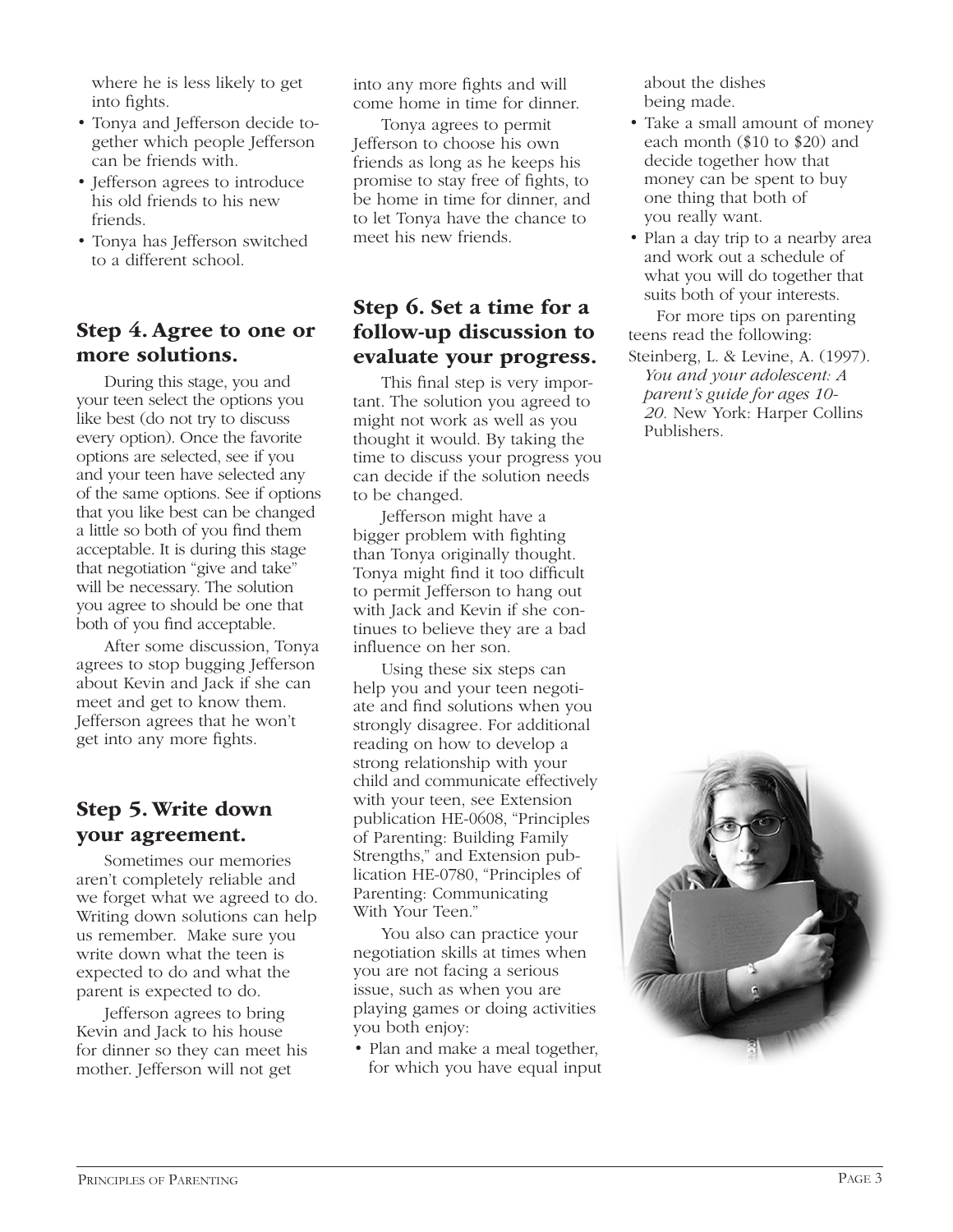where he is less likely to get into fights.

- Tonya and Jefferson decide together which people Jefferson can be friends with.
- Jefferson agrees to introduce his old friends to his new friends.
- Tonya has Jefferson switched to a different school.

## Step 4. Agree to one or more solutions.

During this stage, you and your teen select the options you like best (do not try to discuss every option). Once the favorite options are selected, see if you and your teen have selected any of the same options. See if options that you like best can be changed a little so both of you find them acceptable. It is during this stage that negotiation "give and take" will be necessary. The solution you agree to should be one that both of you find acceptable.

After some discussion, Tonya agrees to stop bugging Jefferson about Kevin and Jack if she can meet and get to know them. Jefferson agrees that he won't get into any more fights.

## Step 5. Write down your agreement.

Sometimes our memories aren't completely reliable and we forget what we agreed to do. Writing down solutions can help us remember. Make sure you write down what the teen is expected to do and what the parent is expected to do.

Jefferson agrees to bring Kevin and Jack to his house for dinner so they can meet his mother. Jefferson will not get into any more fights and will come home in time for dinner.

Tonya agrees to permit Jefferson to choose his own friends as long as he keeps his promise to stay free of fights, to be home in time for dinner, and to let Tonya have the chance to meet his new friends.

## Step 6. Set a time for a follow-up discussion to evaluate your progress.

This final step is very important. The solution you agreed to might not work as well as you thought it would. By taking the time to discuss your progress you can decide if the solution needs to be changed.

Jefferson might have a bigger problem with fighting than Tonya originally thought. Tonya might find it too difficult to permit Jefferson to hang out with Jack and Kevin if she continues to believe they are a bad influence on her son.

Using these six steps can help you and your teen negotiate and find solutions when you strongly disagree. For additional reading on how to develop a strong relationship with your child and communicate effectively with your teen, see Extension publication HE-0608, "Principles of Parenting: Building Family Strengths," and Extension publication HE-0780, "Principles of Parenting: Communicating With Your Teen."

You also can practice your negotiation skills at times when you are not facing a serious issue, such as when you are playing games or doing activities you both enjoy:

- Plan and make a meal together, for which you have equal input about the dishes being made.
- Take a small amount of money each month ($10 to $20) and decide together how that money can be spent to buy one thing that both of you really want.
- Plan a day trip to a nearby area and work out a schedule of what you will do together that suits both of your interests.

For more tips on parenting teens read the following:

Steinberg, L. & Levine, A. (1997). *You and your adolescent: A parent's guide for ages 10-20.* New York: Harper Collins Publishers.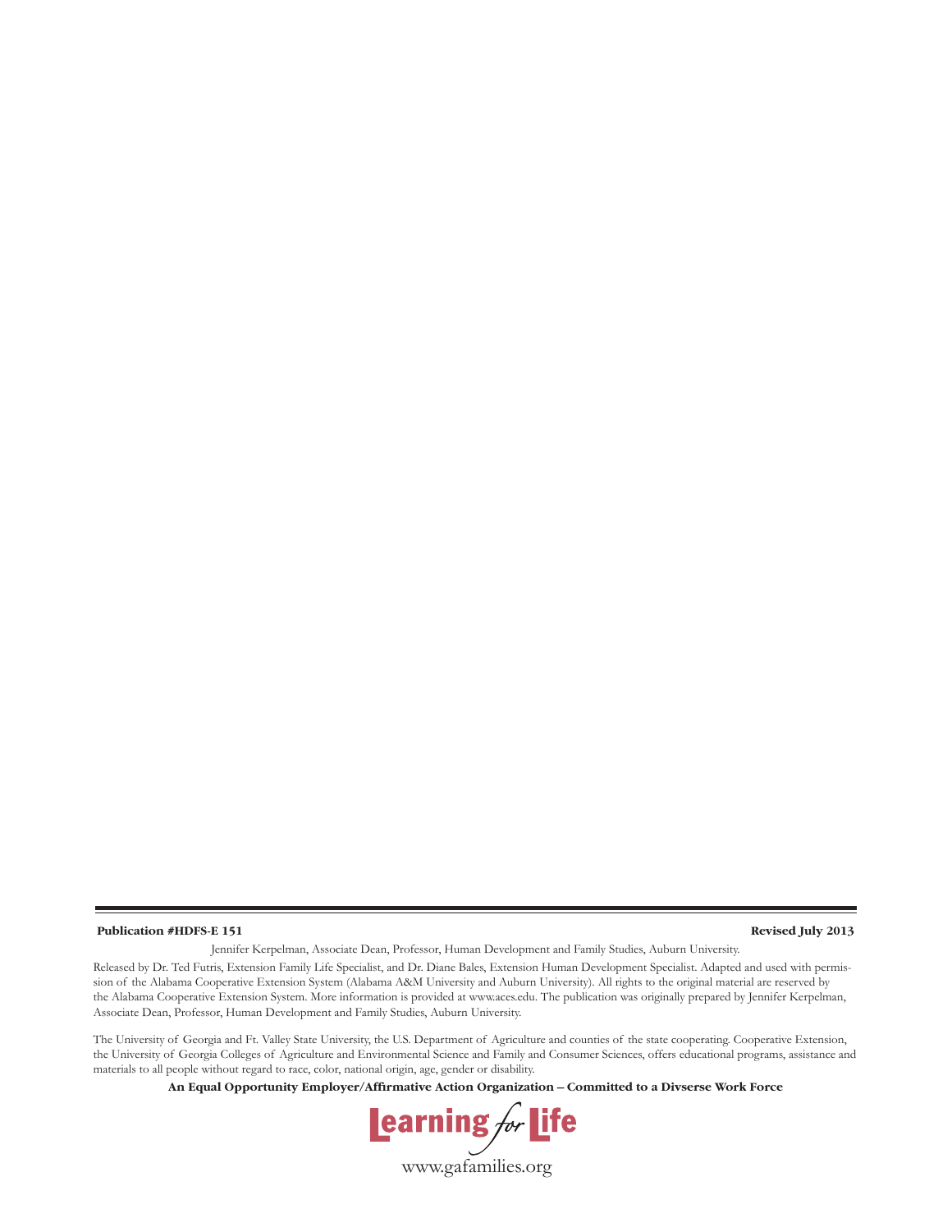**Publication #HDFS-E 151** **Revised July 2013**

Jennifer Kerpelman, Associate Dean, Professor, Human Development and Family Studies, Auburn University.

Released by Dr. Ted Futris, Extension Family Life Specialist, and Dr. Diane Bales, Extension Human Development Specialist. Adapted and used with permission of the Alabama Cooperative Extension System (Alabama A&M University and Auburn University). All rights to the original material are reserved by the Alabama Cooperative Extension System. More information is provided at www.aces.edu. The publication was originally prepared by Jennifer Kerpelman, Associate Dean, Professor, Human Development and Family Studies, Auburn University.

The University of Georgia and Ft. Valley State University, the U.S. Department of Agriculture and counties of the state cooperating. Cooperative Extension, the University of Georgia Colleges of Agriculture and Environmental Science and Family and Consumer Sciences, offers educational programs, assistance and materials to all people without regard to race, color, national origin, age, gender or disability.

**An Equal Opportunity Employer/Affirmative Action Organization – Committed to a Divserse Work Force**

Learning for Life

www.gafamilies.org